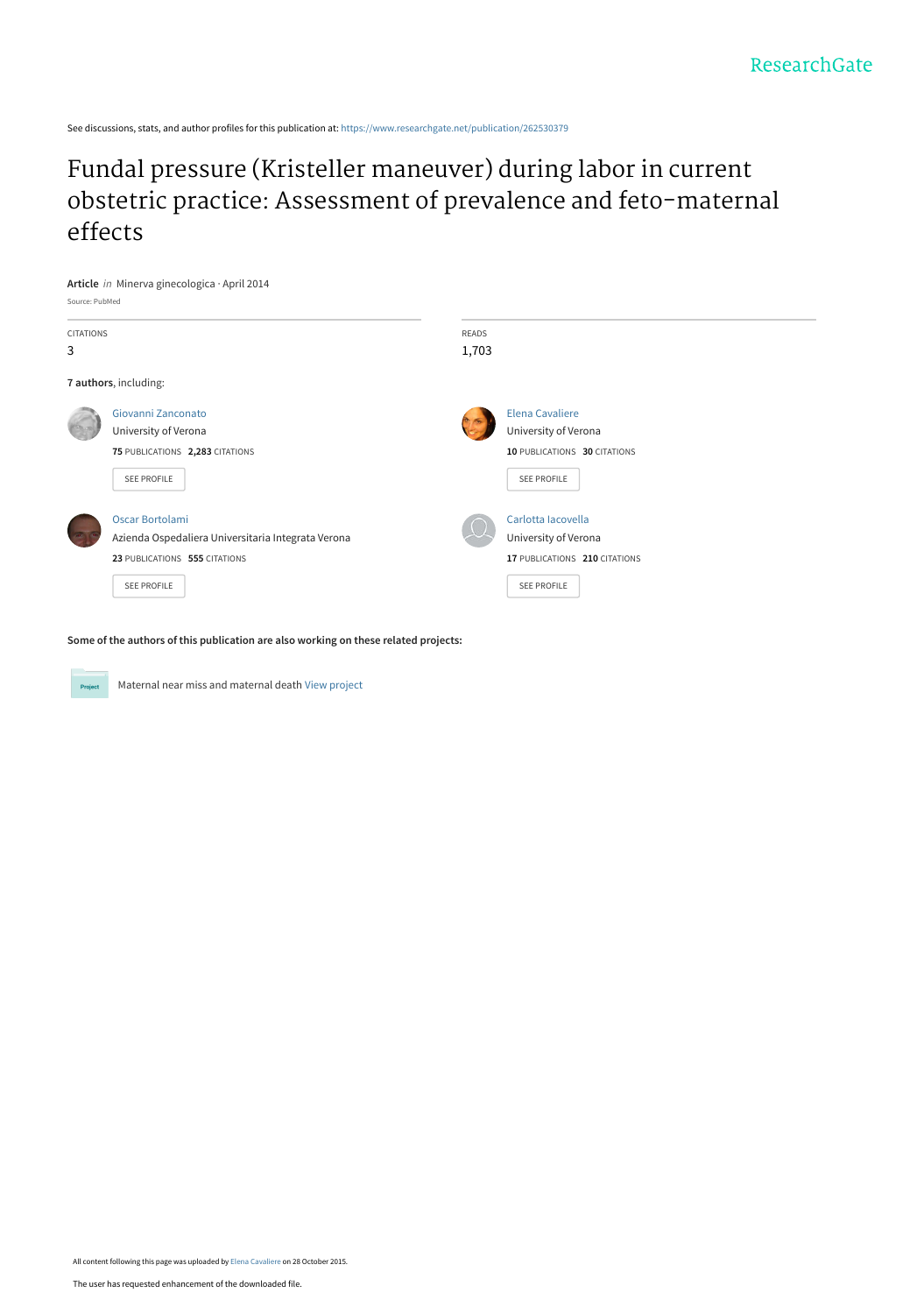ResearchGate

See discussions, stats, and author profiles for this publication at: https://www.researchgate.net/publication/262530379

# Fundal pressure (Kristeller maneuver) during labor in current obstetric practice: Assessment of prevalence and feto-maternal effects

**Article** *in* Minerva ginecologica · April 2014

Source: PubMed

| CITATIONS | READS |
|---|---|
| 3 | 1,703 |

**7 authors**, including:

Giovanni Zanconato
University of Verona
**75** PUBLICATIONS **2,283** CITATIONS
SEE PROFILE

Elena Cavaliere
University of Verona
**10** PUBLICATIONS **30** CITATIONS
SEE PROFILE

Oscar Bortolami
Azienda Ospedaliera Universitaria Integrata Verona
**23** PUBLICATIONS **555** CITATIONS
SEE PROFILE

Carlotta Iacovella
University of Verona
**17** PUBLICATIONS **210** CITATIONS
SEE PROFILE

**Some of the authors of this publication are also working on these related projects:**

Project: Maternal near miss and maternal death View project

All content following this page was uploaded by Elena Cavaliere on 28 October 2015.

The user has requested enhancement of the downloaded file.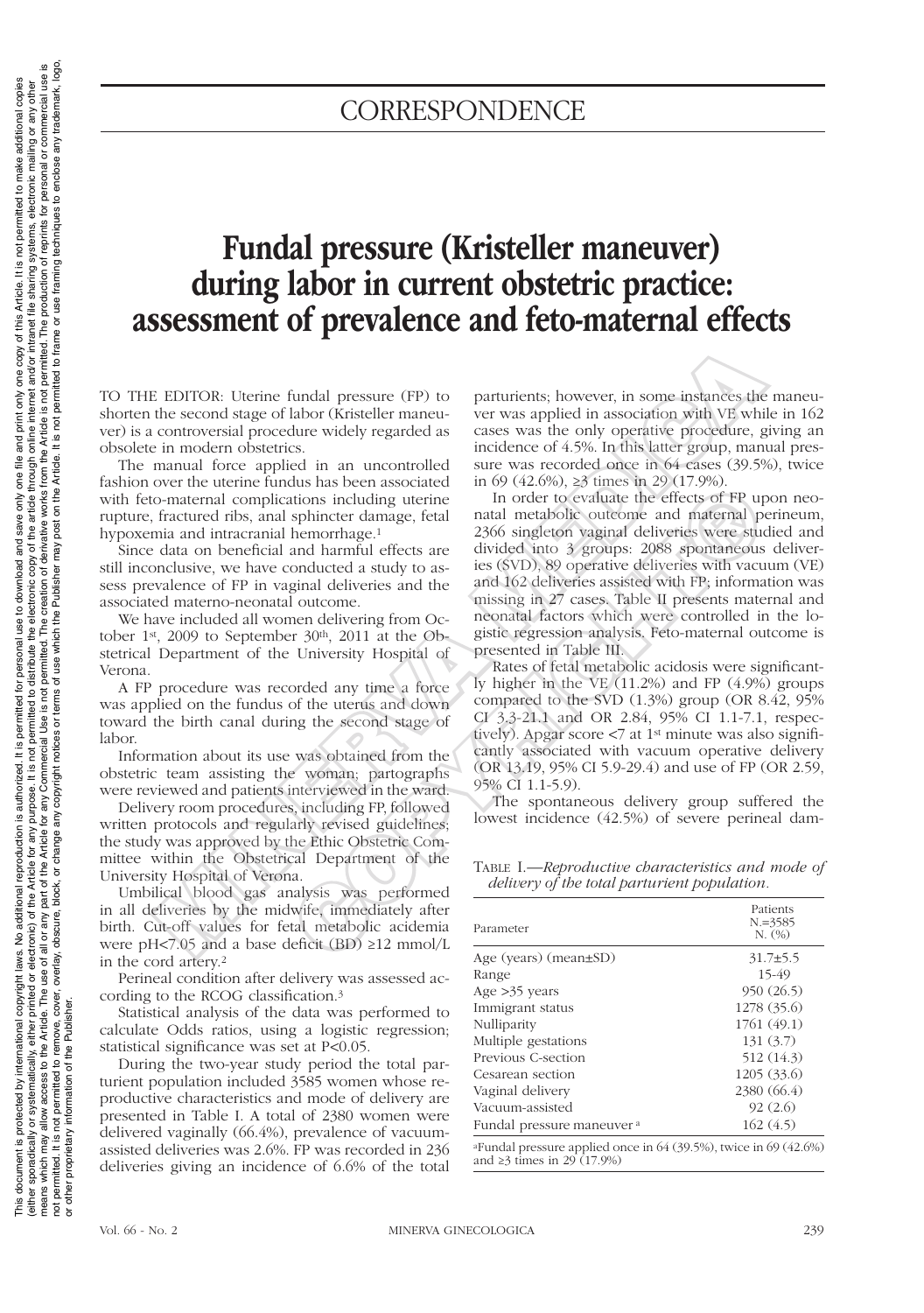# CORRESPONDENCE

# Fundal pressure (Kristeller maneuver) during labor in current obstetric practice: assessment of prevalence and feto-maternal effects

TO THE EDITOR: Uterine fundal pressure (FP) to shorten the second stage of labor (Kristeller maneuver) is a controversial procedure widely regarded as obsolete in modern obstetrics.

The manual force applied in an uncontrolled fashion over the uterine fundus has been associated with feto-maternal complications including uterine rupture, fractured ribs, anal sphincter damage, fetal hypoxemia and intracranial hemorrhage.[1]

Since data on beneficial and harmful effects are still inconclusive, we have conducted a study to assess prevalence of FP in vaginal deliveries and the associated materno-neonatal outcome.

We have included all women delivering from October 1st, 2009 to September 30th, 2011 at the Obstetrical Department of the University Hospital of Verona.

A FP procedure was recorded any time a force was applied on the fundus of the uterus and down toward the birth canal during the second stage of labor.

Information about its use was obtained from the obstetric team assisting the woman; partographs were reviewed and patients interviewed in the ward.

Delivery room procedures, including FP, followed written protocols and regularly revised guidelines; the study was approved by the Ethic Obstetric Committee within the Obstetrical Department of the University Hospital of Verona.

Umbilical blood gas analysis was performed in all deliveries by the midwife, immediately after birth. Cut-off values for fetal metabolic acidemia were pH<7.05 and a base deficit (BD) ≥12 mmol/L in the cord artery.[2]

Perineal condition after delivery was assessed according to the RCOG classification.[3]

Statistical analysis of the data was performed to calculate Odds ratios, using a logistic regression; statistical significance was set at P<0.05.

During the two-year study period the total parturient population included 3585 women whose reproductive characteristics and mode of delivery are presented in Table I. A total of 2380 women were delivered vaginally (66.4%), prevalence of vacuum-assisted deliveries was 2.6%. FP was recorded in 236 deliveries giving an incidence of 6.6% of the total parturients; however, in some instances the maneuver was applied in association with VE while in 162 cases was the only operative procedure, giving an incidence of 4.5%. In this latter group, manual pressure was recorded once in 64 cases (39.5%), twice in 69 (42.6%), ≥3 times in 29 (17.9%).

In order to evaluate the effects of FP upon neonatal metabolic outcome and maternal perineum, 2366 singleton vaginal deliveries were studied and divided into 3 groups: 2088 spontaneous deliveries (SVD), 89 operative deliveries with vacuum (VE) and 162 deliveries assisted with FP; information was missing in 27 cases. Table II presents maternal and neonatal factors which were controlled in the logistic regression analysis. Feto-maternal outcome is presented in Table III.

Rates of fetal metabolic acidosis were significantly higher in the VE (11.2%) and FP (4.9%) groups compared to the SVD (1.3%) group (OR 8.42, 95% CI 3.3-21.1 and OR 2.84, 95% CI 1.1-7.1, respectively). Apgar score <7 at 1st minute was also significantly associated with vacuum operative delivery (OR 13.19, 95% CI 5.9-29.4) and use of FP (OR 2.59, 95% CI 1.1-5.9).

The spontaneous delivery group suffered the lowest incidence (42.5%) of severe perineal dam-

TABLE I.—*Reproductive characteristics and mode of delivery of the total parturient population.*

| Parameter | Patients N.=3585 N. (%) |
|---|---|
| Age (years) (mean±SD) | 31.7±5.5 |
| Range | 15-49 |
| Age >35 years | 950 (26.5) |
| Immigrant status | 1278 (35.6) |
| Nulliparity | 1761 (49.1) |
| Multiple gestations | 131 (3.7) |
| Previous C-section | 512 (14.3) |
| Cesarean section | 1205 (33.6) |
| Vaginal delivery | 2380 (66.4) |
| Vacuum-assisted | 92 (2.6) |
| Fundal pressure maneuver [a] | 162 (4.5) |

[a]Fundal pressure applied once in 64 (39.5%), twice in 69 (42.6%) and ≥3 times in 29 (17.9%)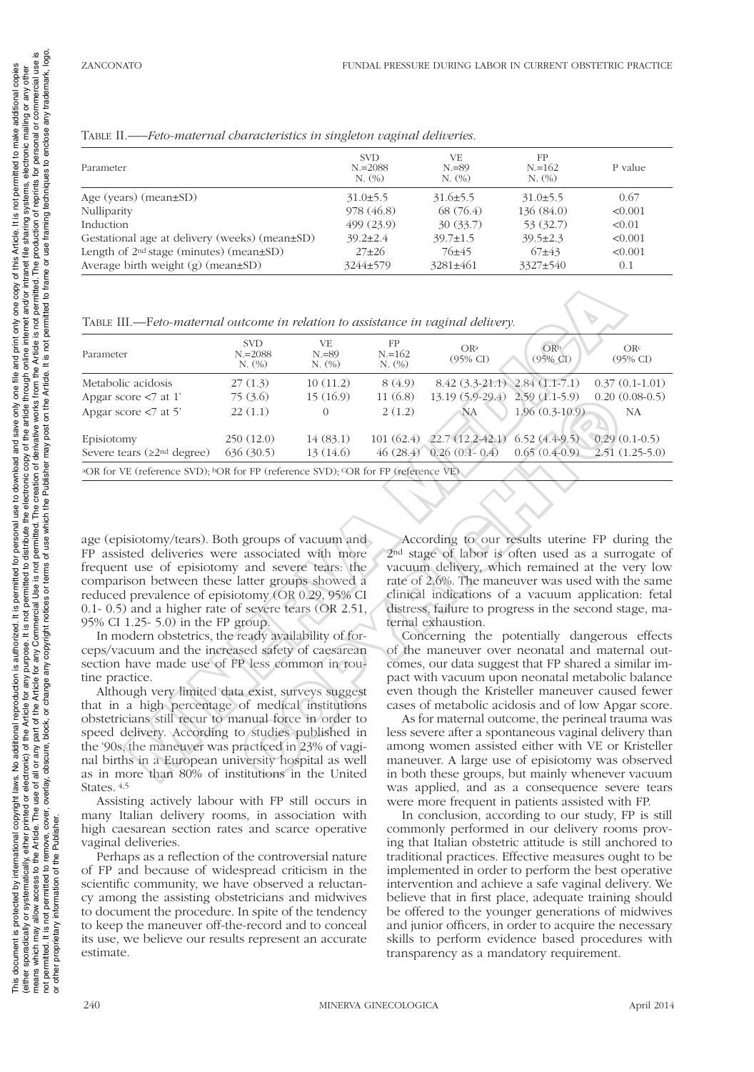Table II.—*Feto-maternal characteristics in singleton vaginal deliveries.*

| Parameter | SVD N.=2088 N. (%) | VE N.=89 N. (%) | FP N.=162 N. (%) | P value |
|---|---|---|---|---|
| Age (years) (mean±SD) | 31.0±5.5 | 31.6±5.5 | 31.0±5.5 | 0.67 |
| Nulliparity | 978 (46.8) | 68 (76.4) | 136 (84.0) | <0.001 |
| Induction | 499 (23.9) | 30 (33.7) | 53 (32.7) | <0.01 |
| Gestational age at delivery (weeks) (mean±SD) | 39.2±2.4 | 39.7±1.5 | 39.5±2.3 | <0.001 |
| Length of 2nd stage (minutes) (mean±SD) | 27±26 | 76±45 | 67±43 | <0.001 |
| Average birth weight (g) (mean±SD) | 3244±579 | 3281±461 | 3327±540 | 0.1 |

Table III.—*Feto-maternal outcome in relation to assistance in vaginal delivery.*

| Parameter | SVD N.=2088 N. (%) | VE N.=89 N. (%) | FP N.=162 N. (%) | OR[a] (95% CI) | OR[b] (95% CI) | OR[c] (95% CI) |
|---|---|---|---|---|---|---|
| Metabolic acidosis | 27 (1.3) | 10 (11.2) | 8 (4.9) | 8.42 (3.3-21.1) | 2.84 (1.1-7.1) | 0.37 (0.1-1.01) |
| Apgar score <7 at 1' | 75 (3.6) | 15 (16.9) | 11 (6.8) | 13.19 (5.9-29.4) | 2.59 (1.1-5.9) | 0.20 (0.08-0.5) |
| Apgar score <7 at 5' | 22 (1.1) | 0 | 2 (1.2) | NA | 1.96 (0.3-10.9) | NA |
| Episiotomy | 250 (12.0) | 14 (83.1) | 101 (62.4) | 22.7 (12.2-42.1) | 6.52 (4.4-9.5) | 0.29 (0.1-0.5) |
| Severe tears (≥2nd degree) | 636 (30.5) | 13 (14.6) | 46 (28.4) | 0.26 (0.1- 0.4) | 0.65 (0.4-0.9) | 2.51 (1.25-5.0) |

[a]OR for VE (reference SVD); [b]OR for FP (reference SVD); [c]OR for FP (reference VE)

age (episiotomy/tears). Both groups of vacuum and FP assisted deliveries were associated with more frequent use of episiotomy and severe tears: the comparison between these latter groups showed a reduced prevalence of episiotomy (OR 0.29, 95% CI 0.1- 0.5) and a higher rate of severe tears (OR 2.51, 95% CI 1.25- 5.0) in the FP group.

In modern obstetrics, the ready availability of forceps/vacuum and the increased safety of caesarean section have made use of FP less common in routine practice.

Although very limited data exist, surveys suggest that in a high percentage of medical institutions obstetricians still recur to manual force in order to speed delivery. According to studies published in the '90s, the maneuver was practiced in 23% of vaginal births in a European university hospital as well as in more than 80% of institutions in the United States.[4,5]

Assisting actively labour with FP still occurs in many Italian delivery rooms, in association with high caesarean section rates and scarce operative vaginal deliveries.

Perhaps as a reflection of the controversial nature of FP and because of widespread criticism in the scientific community, we have observed a reluctancy among the assisting obstetricians and midwives to document the procedure. In spite of the tendency to keep the maneuver off-the-record and to conceal its use, we believe our results represent an accurate estimate.

According to our results uterine FP during the 2nd stage of labor is often used as a surrogate of vacuum delivery, which remained at the very low rate of 2.6%. The maneuver was used with the same clinical indications of a vacuum application: fetal distress, failure to progress in the second stage, maternal exhaustion.

Concerning the potentially dangerous effects of the maneuver over neonatal and maternal outcomes, our data suggest that FP shared a similar impact with vacuum upon neonatal metabolic balance even though the Kristeller maneuver caused fewer cases of metabolic acidosis and of low Apgar score.

As for maternal outcome, the perineal trauma was less severe after a spontaneous vaginal delivery than among women assisted either with VE or Kristeller maneuver. A large use of episiotomy was observed in both these groups, but mainly whenever vacuum was applied, and as a consequence severe tears were more frequent in patients assisted with FP.

In conclusion, according to our study, FP is still commonly performed in our delivery rooms proving that Italian obstetric attitude is still anchored to traditional practices. Effective measures ought to be implemented in order to perform the best operative intervention and achieve a safe vaginal delivery. We believe that in first place, adequate training should be offered to the younger generations of midwives and junior officers, in order to acquire the necessary skills to perform evidence based procedures with transparency as a mandatory requirement.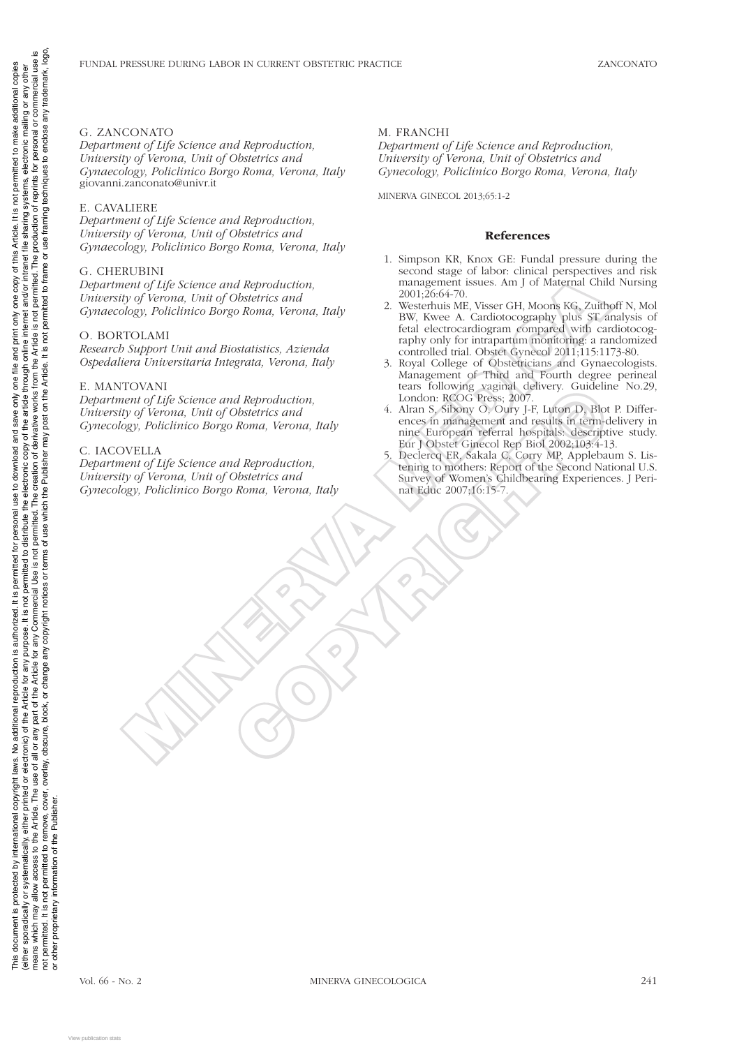G. ZANCONATO
*Department of Life Science and Reproduction, University of Verona, Unit of Obstetrics and Gynaecology, Policlinico Borgo Roma, Verona, Italy*
giovanni.zanconato@univr.it

E. CAVALIERE
*Department of Life Science and Reproduction, University of Verona, Unit of Obstetrics and Gynaecology, Policlinico Borgo Roma, Verona, Italy*

G. CHERUBINI
*Department of Life Science and Reproduction, University of Verona, Unit of Obstetrics and Gynaecology, Policlinico Borgo Roma, Verona, Italy*

O. BORTOLAMI
*Research Support Unit and Biostatistics, Azienda Ospedaliera Universitaria Integrata, Verona, Italy*

E. MANTOVANI
*Department of Life Science and Reproduction, University of Verona, Unit of Obstetrics and Gynecology, Policlinico Borgo Roma, Verona, Italy*

C. IACOVELLA
*Department of Life Science and Reproduction, University of Verona, Unit of Obstetrics and Gynecology, Policlinico Borgo Roma, Verona, Italy*

M. FRANCHI
*Department of Life Science and Reproduction, University of Verona, Unit of Obstetrics and Gynecology, Policlinico Borgo Roma, Verona, Italy*

MINERVA GINECOL 2013;65:1-2

## References

1. Simpson KR, Knox GE: Fundal pressure during the second stage of labor: clinical perspectives and risk management issues. Am J of Maternal Child Nursing 2001;26:64-70.
2. Westerhuis ME, Visser GH, Moons KG, Zuithoff N, Mol BW, Kwee A. Cardiotocography plus ST analysis of fetal electrocardiogram compared with cardiotocography only for intrapartum monitoring: a randomized controlled trial. Obstet Gynecol 2011;115:1173-80.
3. Royal College of Obstetricians and Gynaecologists. Management of Third and Fourth degree perineal tears following vaginal delivery. Guideline No.29, London: RCOG Press; 2007.
4. Alran S, Sibony O, Oury J-F, Luton D, Blot P. Differences in management and results in term-delivery in nine European referral hospitals: descriptive study. Eur J Obstet Ginecol Rep Biol 2002;103:4-13.
5. Declercq ER, Sakala C, Corry MP, Applebaum S. Listening to mothers: Report of the Second National U.S. Survey of Women's Childbearing Experiences. J Perinat Educ 2007;16:15-7.